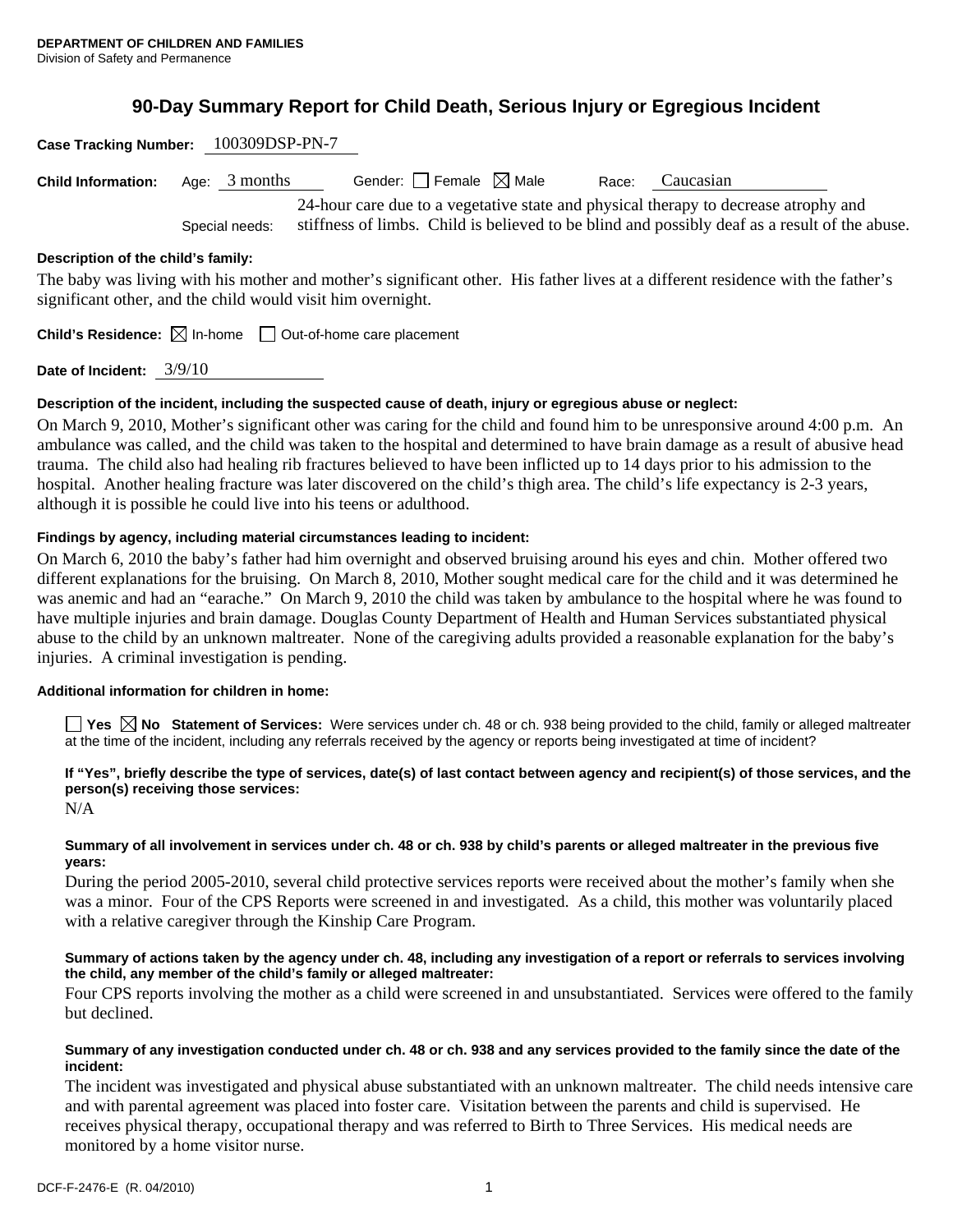**DEPARTMENT OF CHILDREN AND FAMILIES**
Division of Safety and Permanence

# 90-Day Summary Report for Child Death, Serious Injury or Egregious Incident

**Case Tracking Number:** 100309DSP-PN-7

**Child Information:** Age: 3 months Gender: ☐ Female ☒ Male Race: Caucasian

Special needs: 24-hour care due to a vegetative state and physical therapy to decrease atrophy and stiffness of limbs. Child is believed to be blind and possibly deaf as a result of the abuse.

**Description of the child's family:**

The baby was living with his mother and mother's significant other. His father lives at a different residence with the father's significant other, and the child would visit him overnight.

**Child's Residence:** ☒ In-home ☐ Out-of-home care placement

**Date of Incident:** 3/9/10

**Description of the incident, including the suspected cause of death, injury or egregious abuse or neglect:**

On March 9, 2010, Mother's significant other was caring for the child and found him to be unresponsive around 4:00 p.m. An ambulance was called, and the child was taken to the hospital and determined to have brain damage as a result of abusive head trauma. The child also had healing rib fractures believed to have been inflicted up to 14 days prior to his admission to the hospital. Another healing fracture was later discovered on the child's thigh area. The child's life expectancy is 2-3 years, although it is possible he could live into his teens or adulthood.

**Findings by agency, including material circumstances leading to incident:**

On March 6, 2010 the baby's father had him overnight and observed bruising around his eyes and chin. Mother offered two different explanations for the bruising. On March 8, 2010, Mother sought medical care for the child and it was determined he was anemic and had an "earache." On March 9, 2010 the child was taken by ambulance to the hospital where he was found to have multiple injuries and brain damage. Douglas County Department of Health and Human Services substantiated physical abuse to the child by an unknown maltreater. None of the caregiving adults provided a reasonable explanation for the baby's injuries. A criminal investigation is pending.

**Additional information for children in home:**

☐ **Yes** ☒ **No** **Statement of Services:** Were services under ch. 48 or ch. 938 being provided to the child, family or alleged maltreater at the time of the incident, including any referrals received by the agency or reports being investigated at time of incident?

**If "Yes", briefly describe the type of services, date(s) of last contact between agency and recipient(s) of those services, and the person(s) receiving those services:**

N/A

**Summary of all involvement in services under ch. 48 or ch. 938 by child's parents or alleged maltreater in the previous five years:**

During the period 2005-2010, several child protective services reports were received about the mother's family when she was a minor. Four of the CPS Reports were screened in and investigated. As a child, this mother was voluntarily placed with a relative caregiver through the Kinship Care Program.

**Summary of actions taken by the agency under ch. 48, including any investigation of a report or referrals to services involving the child, any member of the child's family or alleged maltreater:**

Four CPS reports involving the mother as a child were screened in and unsubstantiated. Services were offered to the family but declined.

**Summary of any investigation conducted under ch. 48 or ch. 938 and any services provided to the family since the date of the incident:**

The incident was investigated and physical abuse substantiated with an unknown maltreater. The child needs intensive care and with parental agreement was placed into foster care. Visitation between the parents and child is supervised. He receives physical therapy, occupational therapy and was referred to Birth to Three Services. His medical needs are monitored by a home visitor nurse.

DCF-F-2476-E (R. 04/2010)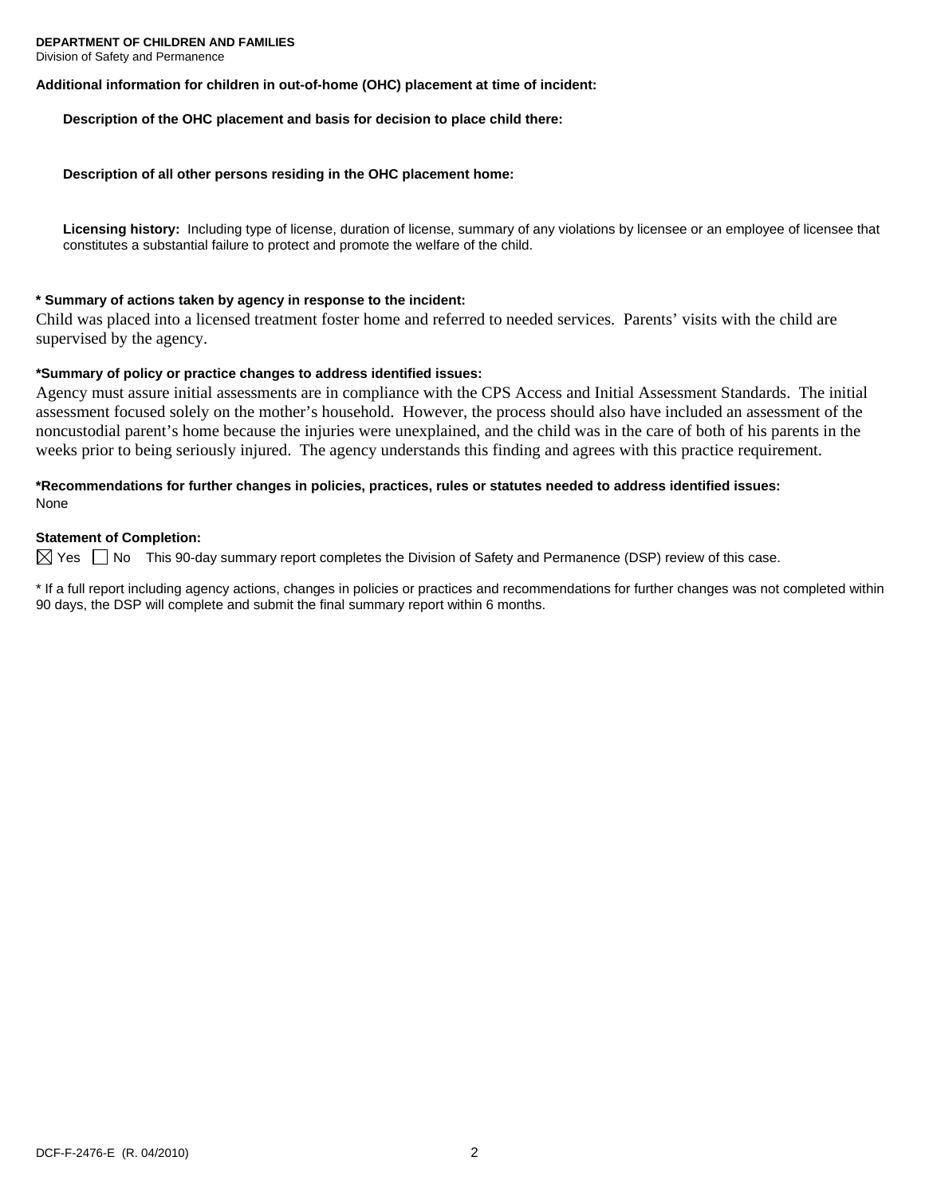**DEPARTMENT OF CHILDREN AND FAMILIES**
Division of Safety and Permanence

**Additional information for children in out-of-home (OHC) placement at time of incident:**

**Description of the OHC placement and basis for decision to place child there:**

**Description of all other persons residing in the OHC placement home:**

**Licensing history:** Including type of license, duration of license, summary of any violations by licensee or an employee of licensee that constitutes a substantial failure to protect and promote the welfare of the child.

**\* Summary of actions taken by agency in response to the incident:**

Child was placed into a licensed treatment foster home and referred to needed services. Parents' visits with the child are supervised by the agency.

**\*Summary of policy or practice changes to address identified issues:**

Agency must assure initial assessments are in compliance with the CPS Access and Initial Assessment Standards. The initial assessment focused solely on the mother's household. However, the process should also have included an assessment of the noncustodial parent's home because the injuries were unexplained, and the child was in the care of both of his parents in the weeks prior to being seriously injured. The agency understands this finding and agrees with this practice requirement.

**\*Recommendations for further changes in policies, practices, rules or statutes needed to address identified issues:**

None

**Statement of Completion:**

☒ Yes ☐ No This 90-day summary report completes the Division of Safety and Permanence (DSP) review of this case.

\* If a full report including agency actions, changes in policies or practices and recommendations for further changes was not completed within 90 days, the DSP will complete and submit the final summary report within 6 months.

DCF-F-2476-E (R. 04/2010)